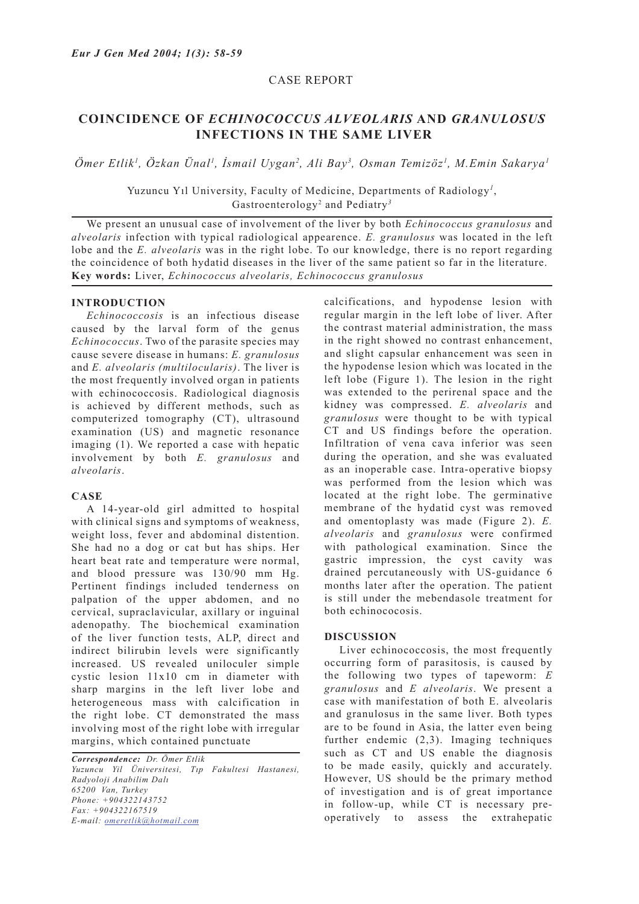CASE REPORT

# COINCIDENCE OF *ECHINOCOCCUS ALVEOLARIS* AND *GRANULOSUS* INFECTIONS IN THE SAME LIVER

*Ömer Etlik[1], Özkan Ünal[1], İsmail Uygan[2], Ali Bay[3], Osman Temizöz[1], M.Emin Sakarya[1]*

Yuzuncu Yıl University, Faculty of Medicine, Departments of Radiology[1], Gastroenterology[2] and Pediatry[3]

We present an unusual case of involvement of the liver by both *Echinococcus granulosus* and *alveolaris* infection with typical radiological appearence. *E. granulosus* was located in the left lobe and the *E. alveolaris* was in the right lobe. To our knowledge, there is no report regarding the coincidence of both hydatid diseases in the liver of the same patient so far in the literature.

**Key words:** Liver, *Echinococcus alveolaris, Echinococcus granulosus*

## INTRODUCTION

*Echinococcosis* is an infectious disease caused by the larval form of the genus *Echinococcus*. Two of the parasite species may cause severe disease in humans: *E. granulosus* and *E. alveolaris (multilocularis)*. The liver is the most frequently involved organ in patients with echinococcosis. Radiological diagnosis is achieved by different methods, such as computerized tomography (CT), ultrasound examination (US) and magnetic resonance imaging (1). We reported a case with hepatic involvement by both *E. granulosus* and *alveolaris*.

## CASE

A 14-year-old girl admitted to hospital with clinical signs and symptoms of weakness, weight loss, fever and abdominal distention. She had no a dog or cat but has ships. Her heart beat rate and temperature were normal, and blood pressure was 130/90 mm Hg. Pertinent findings included tenderness on palpation of the upper abdomen, and no cervical, supraclavicular, axillary or inguinal adenopathy. The biochemical examination of the liver function tests, ALP, direct and indirect bilirubin levels were significantly increased. US revealed uniloculer simple cystic lesion 11x10 cm in diameter with sharp margins in the left liver lobe and heterogeneous mass with calcification in the right lobe. CT demonstrated the mass involving most of the right lobe with irregular margins, which contained punctuate calcifications, and hypodense lesion with regular margin in the left lobe of liver. After the contrast material administration, the mass in the right showed no contrast enhancement, and slight capsular enhancement was seen in the hypodense lesion which was located in the left lobe (Figure 1). The lesion in the right was extended to the perirenal space and the kidney was compressed. *E. alveolaris* and *granulosus* were thought to be with typical CT and US findings before the operation. Infiltration of vena cava inferior was seen during the operation, and she was evaluated as an inoperable case. Intra-operative biopsy was performed from the lesion which was located at the right lobe. The germinative membrane of the hydatid cyst was removed and omentoplasty was made (Figure 2). *E. alveolaris* and *granulosus* were confirmed with pathological examination. Since the gastric impression, the cyst cavity was drained percutaneously with US-guidance 6 months later after the operation. The patient is still under the mebendasole treatment for both echinococosis.

## DISCUSSION

Liver echinococcosis, the most frequently occurring form of parasitosis, is caused by the following two types of tapeworm: *E granulosus* and *E alveolaris*. We present a case with manifestation of both E. alveolaris and granulosus in the same liver. Both types are to be found in Asia, the latter even being further endemic (2,3). Imaging techniques such as CT and US enable the diagnosis to be made easily, quickly and accurately. However, US should be the primary method of investigation and is of great importance in follow-up, while CT is necessary pre-operatively to assess the extrahepatic

*Correspondence:* *Dr. Ömer Etlik*
*Yuzuncu Yil Üniversitesi, Tıp Fakultesi Hastanesi, Radyoloji Anabilim Dalı*
*65200 Van, Turkey*
*Phone: +904322143752*
*Fax: +904322167519*
*E-mail: omeretlik@hotmail.com*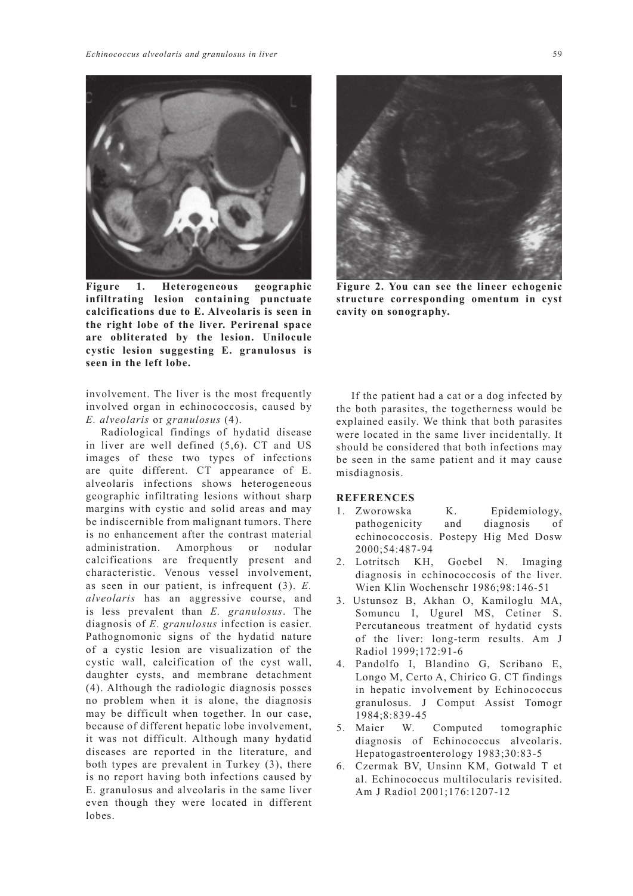**Figure 1. Heterogeneous geographic infiltrating lesion containing punctuate calcifications due to E. Alveolaris is seen in the right lobe of the liver. Perirenal space are obliterated by the lesion. Unilocule cystic lesion suggesting E. granulosus is seen in the left lobe.**

**Figure 2. You can see the lineer echogenic structure corresponding omentum in cyst cavity on sonography.**

involvement. The liver is the most frequently involved organ in echinococcosis, caused by *E. alveolaris* or *granulosus* (4).

Radiological findings of hydatid disease in liver are well defined (5,6). CT and US images of these two types of infections are quite different. CT appearance of E. alveolaris infections shows heterogeneous geographic infiltrating lesions without sharp margins with cystic and solid areas and may be indiscernible from malignant tumors. There is no enhancement after the contrast material administration. Amorphous or nodular calcifications are frequently present and characteristic. Venous vessel involvement, as seen in our patient, is infrequent (3). *E. alveolaris* has an aggressive course, and is less prevalent than *E. granulosus*. The diagnosis of *E. granulosus* infection is easier. Pathognomonic signs of the hydatid nature of a cystic lesion are visualization of the cystic wall, calcification of the cyst wall, daughter cysts, and membrane detachment (4). Although the radiologic diagnosis posses no problem when it is alone, the diagnosis may be difficult when together. In our case, because of different hepatic lobe involvement, it was not difficult. Although many hydatid diseases are reported in the literature, and both types are prevalent in Turkey (3), there is no report having both infections caused by E. granulosus and alveolaris in the same liver even though they were located in different lobes.

If the patient had a cat or a dog infected by the both parasites, the togetherness would be explained easily. We think that both parasites were located in the same liver incidentally. It should be considered that both infections may be seen in the same patient and it may cause misdiagnosis.

## REFERENCES

1. Zworowska K. Epidemiology, pathogenicity and diagnosis of echinococcosis. Postepy Hig Med Dosw 2000;54:487-94
2. Lotritsch KH, Goebel N. Imaging diagnosis in echinococcosis of the liver. Wien Klin Wochenschr 1986;98:146-51
3. Ustunsoz B, Akhan O, Kamiloglu MA, Somuncu I, Ugurel MS, Cetiner S. Percutaneous treatment of hydatid cysts of the liver: long-term results. Am J Radiol 1999;172:91-6
4. Pandolfo I, Blandino G, Scribano E, Longo M, Certo A, Chirico G. CT findings in hepatic involvement by Echinococcus granulosus. J Comput Assist Tomogr 1984;8:839-45
5. Maier W. Computed tomographic diagnosis of Echinococcus alveolaris. Hepatogastroenterology 1983;30:83-5
6. Czermak BV, Unsinn KM, Gotwald T et al. Echinococcus multilocularis revisited. Am J Radiol 2001;176:1207-12